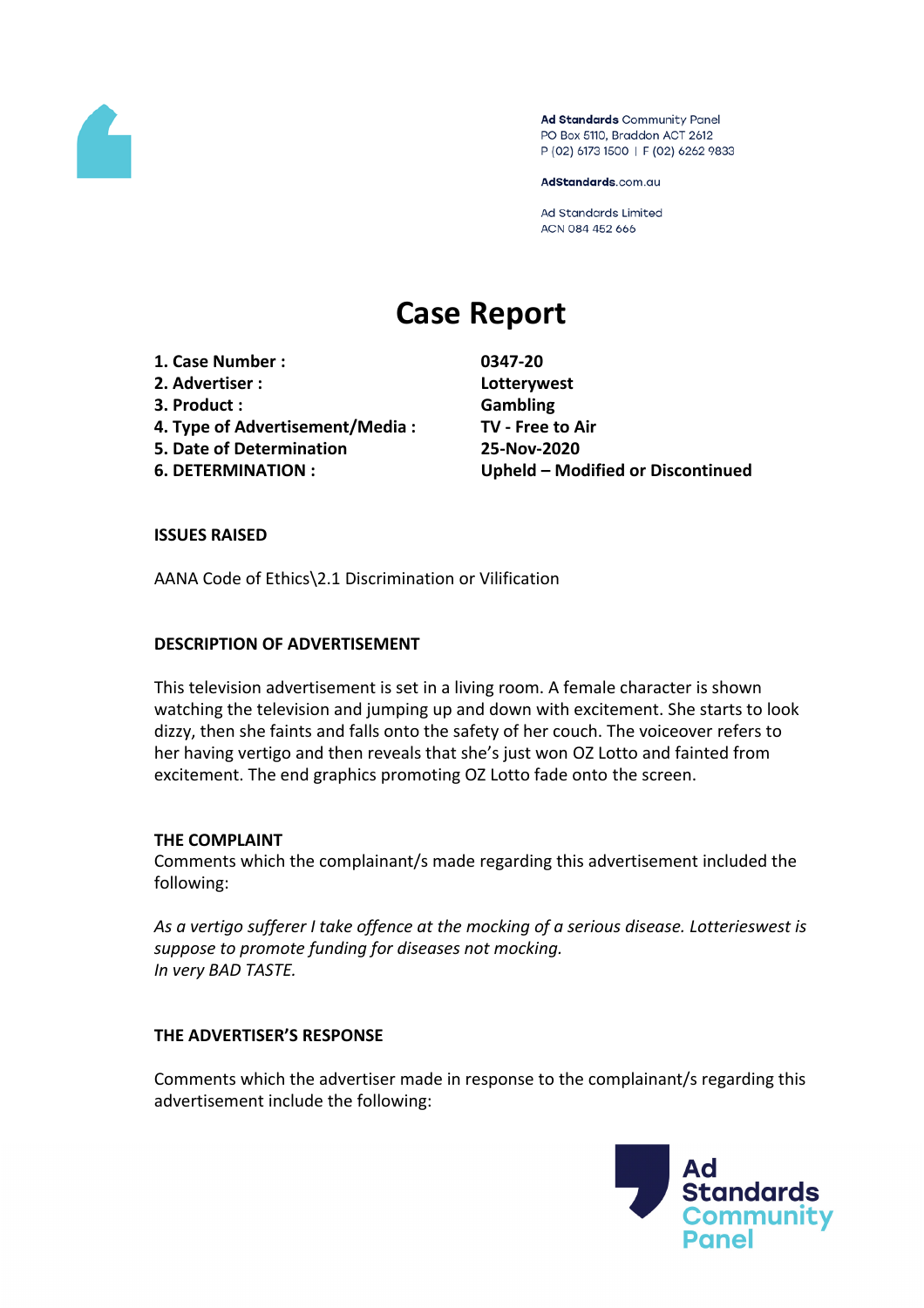Ad Standards Community Panel
PO Box 5110, Braddon ACT 2612
P (02) 6173 1500 | F (02) 6262 9833

AdStandards.com.au

Ad Standards Limited
ACN 084 452 666

# Case Report

| | |
|---|---|
| **1. Case Number :** | **0347-20** |
| **2. Advertiser :** | **Lotterywest** |
| **3. Product :** | **Gambling** |
| **4. Type of Advertisement/Media :** | **TV - Free to Air** |
| **5. Date of Determination** | **25-Nov-2020** |
| **6. DETERMINATION :** | **Upheld – Modified or Discontinued** |

**ISSUES RAISED**

AANA Code of Ethics\2.1 Discrimination or Vilification

**DESCRIPTION OF ADVERTISEMENT**

This television advertisement is set in a living room. A female character is shown watching the television and jumping up and down with excitement. She starts to look dizzy, then she faints and falls onto the safety of her couch. The voiceover refers to her having vertigo and then reveals that she's just won OZ Lotto and fainted from excitement. The end graphics promoting OZ Lotto fade onto the screen.

**THE COMPLAINT**

Comments which the complainant/s made regarding this advertisement included the following:

*As a vertigo sufferer I take offence at the mocking of a serious disease. Lotterieswest is suppose to promote funding for diseases not mocking.*
*In very BAD TASTE.*

**THE ADVERTISER'S RESPONSE**

Comments which the advertiser made in response to the complainant/s regarding this advertisement include the following: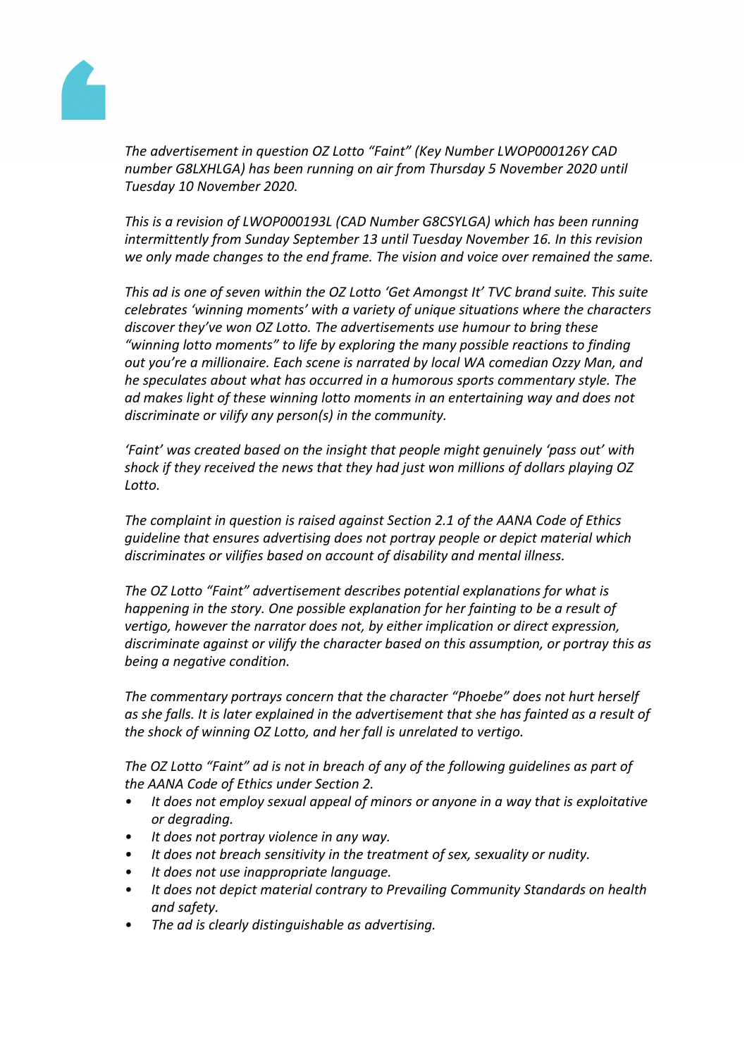*The advertisement in question OZ Lotto "Faint" (Key Number LWOP000126Y CAD number G8LXHLGA) has been running on air from Thursday 5 November 2020 until Tuesday 10 November 2020.*

*This is a revision of LWOP000193L (CAD Number G8CSYLGA) which has been running intermittently from Sunday September 13 until Tuesday November 16. In this revision we only made changes to the end frame. The vision and voice over remained the same.*

*This ad is one of seven within the OZ Lotto 'Get Amongst It' TVC brand suite. This suite celebrates 'winning moments' with a variety of unique situations where the characters discover they've won OZ Lotto. The advertisements use humour to bring these "winning lotto moments" to life by exploring the many possible reactions to finding out you're a millionaire. Each scene is narrated by local WA comedian Ozzy Man, and he speculates about what has occurred in a humorous sports commentary style. The ad makes light of these winning lotto moments in an entertaining way and does not discriminate or vilify any person(s) in the community.*

*'Faint' was created based on the insight that people might genuinely 'pass out' with shock if they received the news that they had just won millions of dollars playing OZ Lotto.*

*The complaint in question is raised against Section 2.1 of the AANA Code of Ethics guideline that ensures advertising does not portray people or depict material which discriminates or vilifies based on account of disability and mental illness.*

*The OZ Lotto "Faint" advertisement describes potential explanations for what is happening in the story. One possible explanation for her fainting to be a result of vertigo, however the narrator does not, by either implication or direct expression, discriminate against or vilify the character based on this assumption, or portray this as being a negative condition.*

*The commentary portrays concern that the character "Phoebe" does not hurt herself as she falls. It is later explained in the advertisement that she has fainted as a result of the shock of winning OZ Lotto, and her fall is unrelated to vertigo.*

*The OZ Lotto "Faint" ad is not in breach of any of the following guidelines as part of the AANA Code of Ethics under Section 2.*

- *It does not employ sexual appeal of minors or anyone in a way that is exploitative or degrading.*
- *It does not portray violence in any way.*
- *It does not breach sensitivity in the treatment of sex, sexuality or nudity.*
- *It does not use inappropriate language.*
- *It does not depict material contrary to Prevailing Community Standards on health and safety.*
- *The ad is clearly distinguishable as advertising.*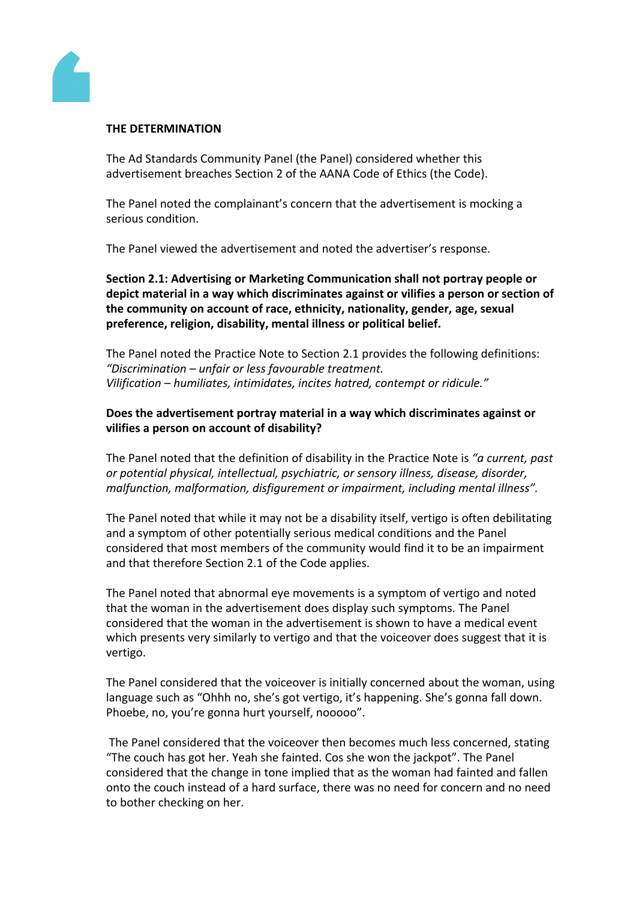**THE DETERMINATION**

The Ad Standards Community Panel (the Panel) considered whether this advertisement breaches Section 2 of the AANA Code of Ethics (the Code).

The Panel noted the complainant's concern that the advertisement is mocking a serious condition.

The Panel viewed the advertisement and noted the advertiser's response.

**Section 2.1: Advertising or Marketing Communication shall not portray people or depict material in a way which discriminates against or vilifies a person or section of the community on account of race, ethnicity, nationality, gender, age, sexual preference, religion, disability, mental illness or political belief.**

The Panel noted the Practice Note to Section 2.1 provides the following definitions:
*"Discrimination – unfair or less favourable treatment.*
*Vilification – humiliates, intimidates, incites hatred, contempt or ridicule."*

**Does the advertisement portray material in a way which discriminates against or vilifies a person on account of disability?**

The Panel noted that the definition of disability in the Practice Note is *"a current, past or potential physical, intellectual, psychiatric, or sensory illness, disease, disorder, malfunction, malformation, disfigurement or impairment, including mental illness".*

The Panel noted that while it may not be a disability itself, vertigo is often debilitating and a symptom of other potentially serious medical conditions and the Panel considered that most members of the community would find it to be an impairment and that therefore Section 2.1 of the Code applies.

The Panel noted that abnormal eye movements is a symptom of vertigo and noted that the woman in the advertisement does display such symptoms. The Panel considered that the woman in the advertisement is shown to have a medical event which presents very similarly to vertigo and that the voiceover does suggest that it is vertigo.

The Panel considered that the voiceover is initially concerned about the woman, using language such as "Ohhh no, she's got vertigo, it's happening. She's gonna fall down. Phoebe, no, you're gonna hurt yourself, nooooo".

The Panel considered that the voiceover then becomes much less concerned, stating "The couch has got her. Yeah she fainted. Cos she won the jackpot". The Panel considered that the change in tone implied that as the woman had fainted and fallen onto the couch instead of a hard surface, there was no need for concern and no need to bother checking on her.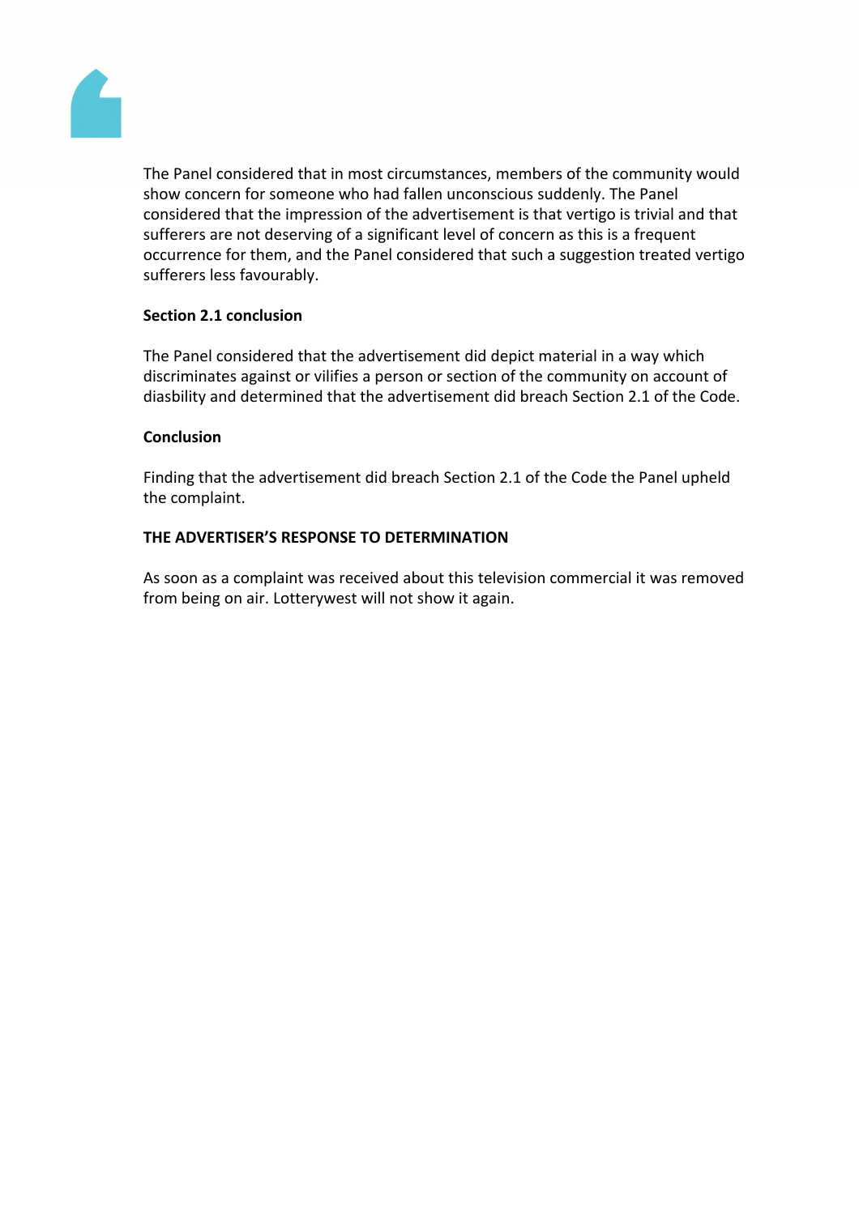The Panel considered that in most circumstances, members of the community would show concern for someone who had fallen unconscious suddenly. The Panel considered that the impression of the advertisement is that vertigo is trivial and that sufferers are not deserving of a significant level of concern as this is a frequent occurrence for them, and the Panel considered that such a suggestion treated vertigo sufferers less favourably.

**Section 2.1 conclusion**

The Panel considered that the advertisement did depict material in a way which discriminates against or vilifies a person or section of the community on account of diasbility and determined that the advertisement did breach Section 2.1 of the Code.

**Conclusion**

Finding that the advertisement did breach Section 2.1 of the Code the Panel upheld the complaint.

**THE ADVERTISER'S RESPONSE TO DETERMINATION**

As soon as a complaint was received about this television commercial it was removed from being on air. Lotterywest will not show it again.